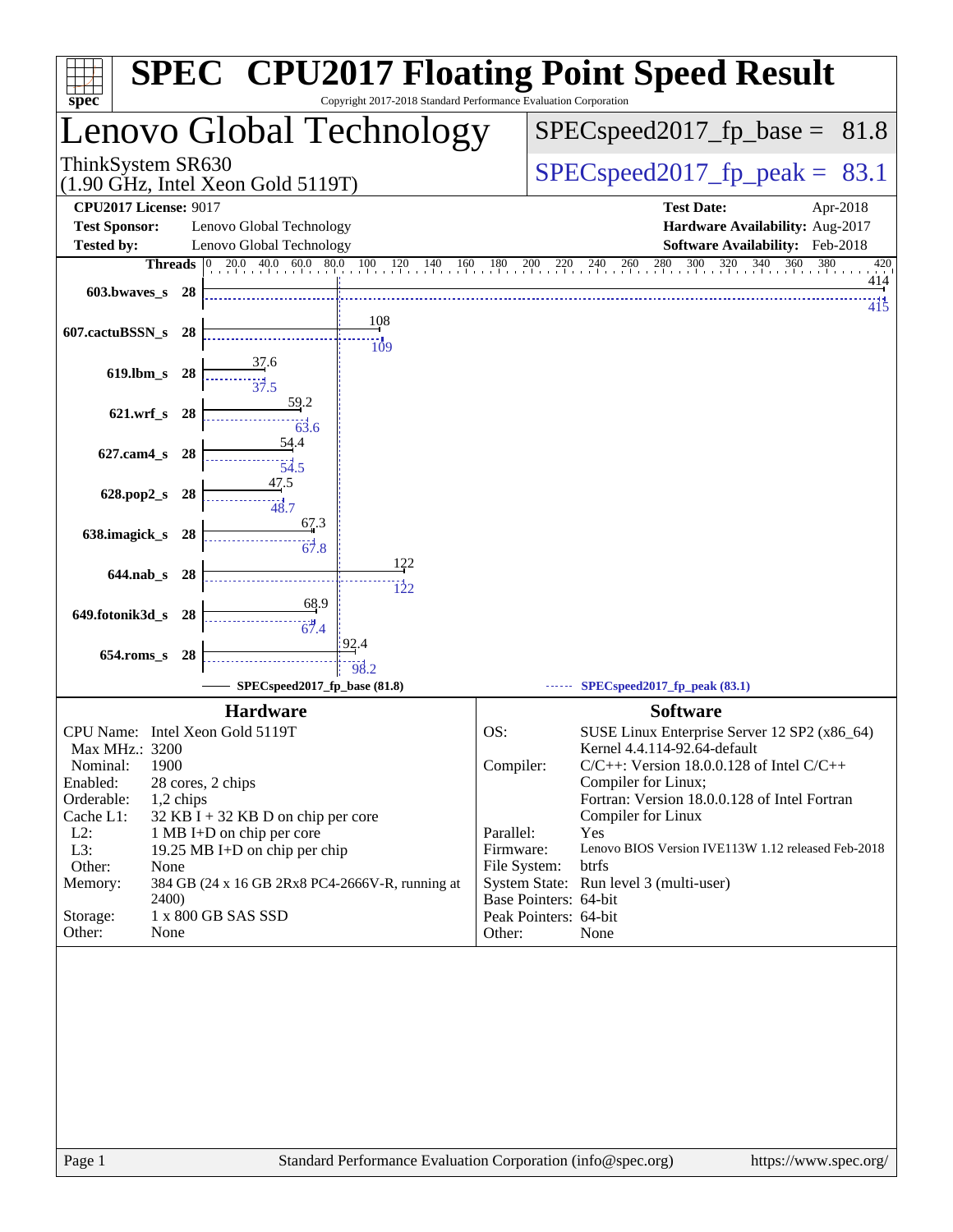# SPEC CPU2017 Floating Point Speed Result

Copyright 2017-2018 Standard Performance Evaluation Corporation

## Lenovo Global Technology

ThinkSystem SR630
(1.90 GHz, Intel Xeon Gold 5119T)

SPECspeed2017_fp_base = 81.8

SPECspeed2017_fp_peak = 83.1

**CPU2017 License:** 9017
**Test Sponsor:** Lenovo Global Technology
**Tested by:** Lenovo Global Technology

**Test Date:** Apr-2018
**Hardware Availability:** Aug-2017
**Software Availability:** Feb-2018

| Benchmark | Threads | Base | Peak |
|---|---|---|---|
| 603.bwaves_s | 28 | 414 | 415 |
| 607.cactuBSSN_s | 28 | 108 | 109 |
| 619.lbm_s | 28 | 37.6 | 37.5 |
| 621.wrf_s | 28 | 59.2 | 63.6 |
| 627.cam4_s | 28 | 54.4 | 54.5 |
| 628.pop2_s | 28 | 47.5 | 48.7 |
| 638.imagick_s | 28 | 67.3 | 67.8 |
| 644.nab_s | 28 | 122 | 122 |
| 649.fotonik3d_s | 28 | 68.9 | 67.4 |
| 654.roms_s | 28 | 92.4 | 98.2 |

SPECspeed2017_fp_base (81.8) — SPECspeed2017_fp_peak (83.1)

### Hardware

| | |
|---|---|
| CPU Name: | Intel Xeon Gold 5119T |
| Max MHz.: | 3200 |
| Nominal: | 1900 |
| Enabled: | 28 cores, 2 chips |
| Orderable: | 1,2 chips |
| Cache L1: | 32 KB I + 32 KB D on chip per core |
| L2: | 1 MB I+D on chip per core |
| L3: | 19.25 MB I+D on chip per chip |
| Other: | None |
| Memory: | 384 GB (24 x 16 GB 2Rx8 PC4-2666V-R, running at 2400) |
| Storage: | 1 x 800 GB SAS SSD |
| Other: | None |

### Software

| | |
|---|---|
| OS: | SUSE Linux Enterprise Server 12 SP2 (x86_64) Kernel 4.4.114-92.64-default |
| Compiler: | C/C++: Version 18.0.0.128 of Intel C/C++ Compiler for Linux; Fortran: Version 18.0.0.128 of Intel Fortran Compiler for Linux |
| Parallel: | Yes |
| Firmware: | Lenovo BIOS Version IVE113W 1.12 released Feb-2018 |
| File System: | btrfs |
| System State: | Run level 3 (multi-user) |
| Base Pointers: | 64-bit |
| Peak Pointers: | 64-bit |
| Other: | None |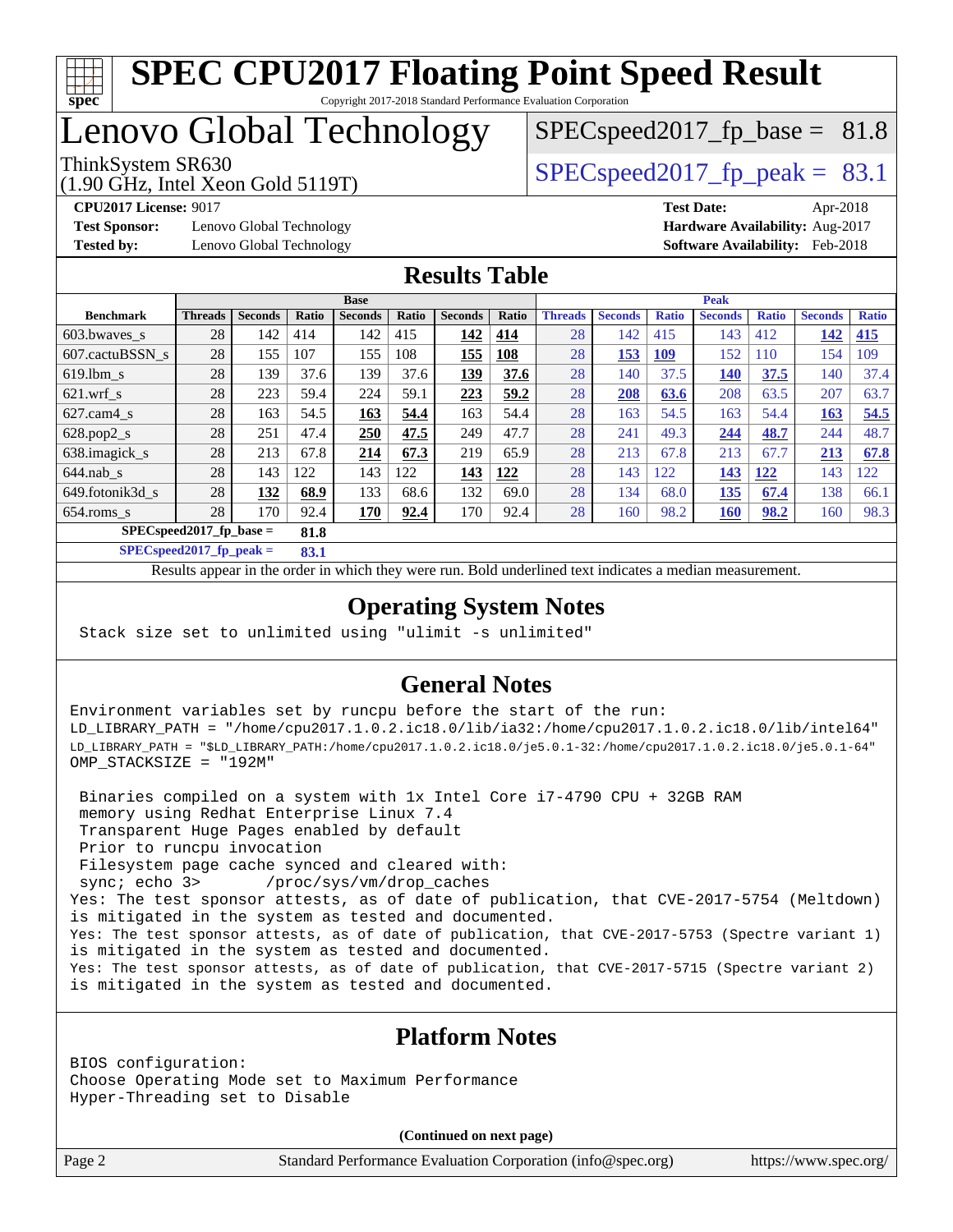# SPEC CPU2017 Floating Point Speed Result

Copyright 2017-2018 Standard Performance Evaluation Corporation

# Lenovo Global Technology

ThinkSystem SR630
(1.90 GHz, Intel Xeon Gold 5119T)

SPECspeed2017_fp_base = 81.8

SPECspeed2017_fp_peak = 83.1

**CPU2017 License:** 9017
**Test Sponsor:** Lenovo Global Technology
**Tested by:** Lenovo Global Technology

**Test Date:** Apr-2018
**Hardware Availability:** Aug-2017
**Software Availability:** Feb-2018

## Results Table

| Benchmark | Base | | | | | | | Peak | | | | | | |
|---|---|---|---|---|---|---|---|---|---|---|---|---|---|---|
| | Threads | Seconds | Ratio | Seconds | Ratio | Seconds | Ratio | Threads | Seconds | Ratio | Seconds | Ratio | Seconds | Ratio |
| 603.bwaves_s | 28 | 142 | 414 | 142 | 415 | **142** | **414** | 28 | 142 | 415 | 143 | 412 | **142** | **415** |
| 607.cactuBSSN_s | 28 | 155 | 107 | 155 | 108 | **155** | **108** | 28 | **153** | **109** | 152 | 110 | 154 | 109 |
| 619.lbm_s | 28 | 139 | 37.6 | 139 | 37.6 | **139** | **37.6** | 28 | 140 | 37.5 | **140** | **37.5** | 140 | 37.4 |
| 621.wrf_s | 28 | 223 | 59.4 | 224 | 59.1 | **223** | **59.2** | 28 | **208** | **63.6** | 208 | 63.5 | 207 | 63.7 |
| 627.cam4_s | 28 | 163 | 54.5 | **163** | **54.4** | 163 | 54.4 | 28 | 163 | 54.5 | 163 | 54.4 | **163** | **54.5** |
| 628.pop2_s | 28 | 251 | 47.4 | **250** | **47.5** | 249 | 47.7 | 28 | 241 | 49.3 | **244** | **48.7** | 244 | 48.7 |
| 638.imagick_s | 28 | 213 | 67.8 | **214** | **67.3** | 219 | 65.9 | 28 | 213 | 67.8 | 213 | 67.7 | **213** | **67.8** |
| 644.nab_s | 28 | 143 | 122 | 143 | 122 | **143** | **122** | 28 | 143 | 122 | **143** | **122** | 143 | 122 |
| 649.fotonik3d_s | 28 | **132** | **68.9** | 133 | 68.6 | 132 | 69.0 | 28 | 134 | 68.0 | **135** | **67.4** | 138 | 66.1 |
| 654.roms_s | 28 | 170 | 92.4 | **170** | **92.4** | 170 | 92.4 | 28 | 160 | 98.2 | **160** | **98.2** | 160 | 98.3 |

**SPECspeed2017_fp_base = 81.8**

**SPECspeed2017_fp_peak = 83.1**

Results appear in the order in which they were run. Bold underlined text indicates a median measurement.

## Operating System Notes

```
Stack size set to unlimited using "ulimit -s unlimited"
```

## General Notes

```
Environment variables set by runcpu before the start of the run:
LD_LIBRARY_PATH = "/home/cpu2017.1.0.2.ic18.0/lib/ia32:/home/cpu2017.1.0.2.ic18.0/lib/intel64"
LD_LIBRARY_PATH = "$LD_LIBRARY_PATH:/home/cpu2017.1.0.2.ic18.0/je5.0.1-32:/home/cpu2017.1.0.2.ic18.0/je5.0.1-64"
OMP_STACKSIZE = "192M"

 Binaries compiled on a system with 1x Intel Core i7-4790 CPU + 32GB RAM
 memory using Redhat Enterprise Linux 7.4
 Transparent Huge Pages enabled by default
 Prior to runcpu invocation
 Filesystem page cache synced and cleared with:
 sync; echo 3>       /proc/sys/vm/drop_caches
Yes: The test sponsor attests, as of date of publication, that CVE-2017-5754 (Meltdown)
is mitigated in the system as tested and documented.
Yes: The test sponsor attests, as of date of publication, that CVE-2017-5753 (Spectre variant 1)
is mitigated in the system as tested and documented.
Yes: The test sponsor attests, as of date of publication, that CVE-2017-5715 (Spectre variant 2)
is mitigated in the system as tested and documented.
```

## Platform Notes

```
BIOS configuration:
Choose Operating Mode set to Maximum Performance
Hyper-Threading set to Disable
```

(Continued on next page)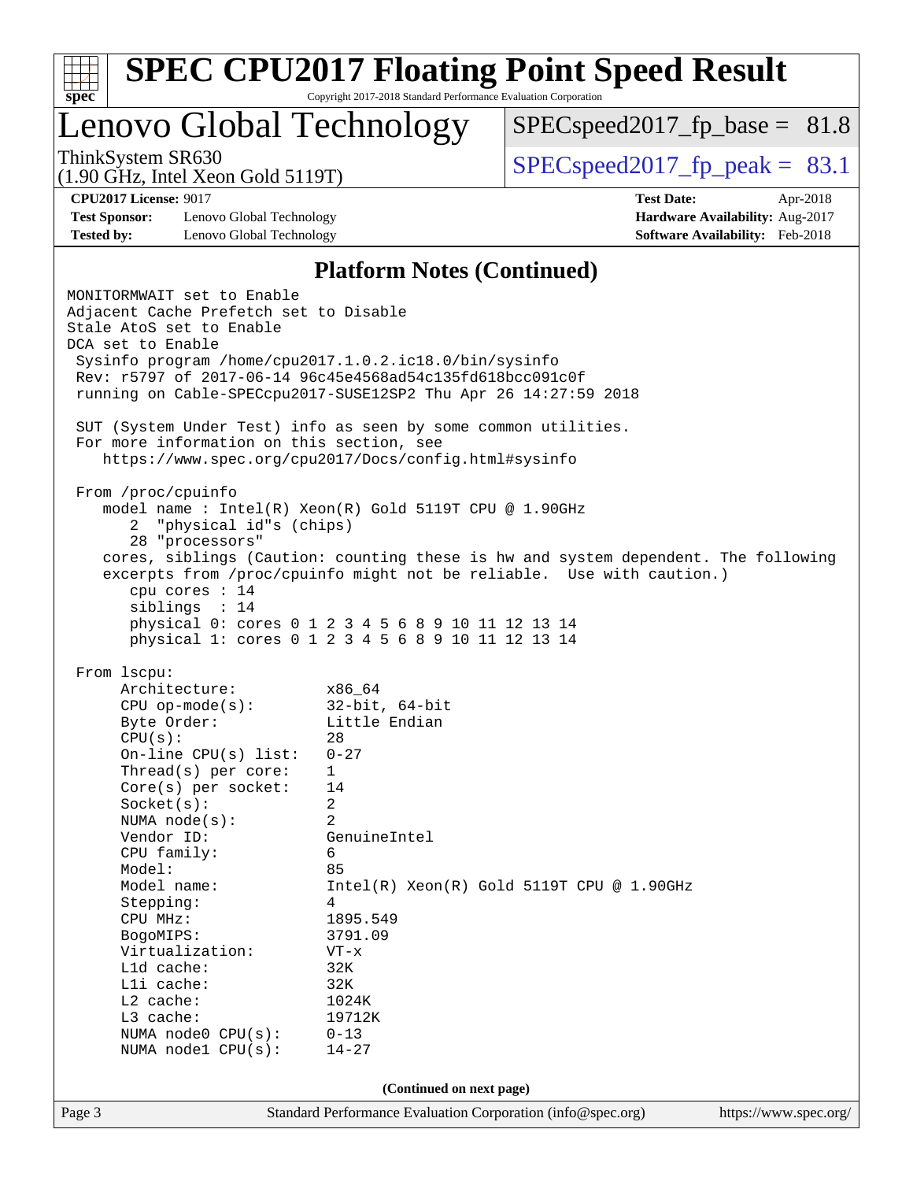# SPEC CPU2017 Floating Point Speed Result

Copyright 2017-2018 Standard Performance Evaluation Corporation

## Lenovo Global Technology

ThinkSystem SR630
(1.90 GHz, Intel Xeon Gold 5119T)

SPECspeed2017_fp_base = 81.8

SPECspeed2017_fp_peak = 83.1

**CPU2017 License:** 9017
**Test Sponsor:** Lenovo Global Technology
**Tested by:** Lenovo Global Technology

**Test Date:** Apr-2018
**Hardware Availability:** Aug-2017
**Software Availability:** Feb-2018

### Platform Notes (Continued)

```
MONITORMWAIT set to Enable
Adjacent Cache Prefetch set to Disable
Stale AtoS set to Enable
DCA set to Enable
 Sysinfo program /home/cpu2017.1.0.2.ic18.0/bin/sysinfo
 Rev: r5797 of 2017-06-14 96c45e4568ad54c135fd618bcc091c0f
 running on Cable-SPECcpu2017-SUSE12SP2 Thu Apr 26 14:27:59 2018

 SUT (System Under Test) info as seen by some common utilities.
 For more information on this section, see
    https://www.spec.org/cpu2017/Docs/config.html#sysinfo

 From /proc/cpuinfo
    model name : Intel(R) Xeon(R) Gold 5119T CPU @ 1.90GHz
       2  "physical id"s (chips)
       28 "processors"
    cores, siblings (Caution: counting these is hw and system dependent. The following
    excerpts from /proc/cpuinfo might not be reliable.  Use with caution.)
       cpu cores : 14
       siblings  : 14
       physical 0: cores 0 1 2 3 4 5 6 8 9 10 11 12 13 14
       physical 1: cores 0 1 2 3 4 5 6 8 9 10 11 12 13 14

 From lscpu:
      Architecture:          x86_64
      CPU op-mode(s):        32-bit, 64-bit
      Byte Order:            Little Endian
      CPU(s):                28
      On-line CPU(s) list:   0-27
      Thread(s) per core:    1
      Core(s) per socket:    14
      Socket(s):             2
      NUMA node(s):          2
      Vendor ID:             GenuineIntel
      CPU family:            6
      Model:                 85
      Model name:            Intel(R) Xeon(R) Gold 5119T CPU @ 1.90GHz
      Stepping:              4
      CPU MHz:               1895.549
      BogoMIPS:              3791.09
      Virtualization:        VT-x
      L1d cache:             32K
      L1i cache:             32K
      L2 cache:              1024K
      L3 cache:              19712K
      NUMA node0 CPU(s):     0-13
      NUMA node1 CPU(s):     14-27
```

(Continued on next page)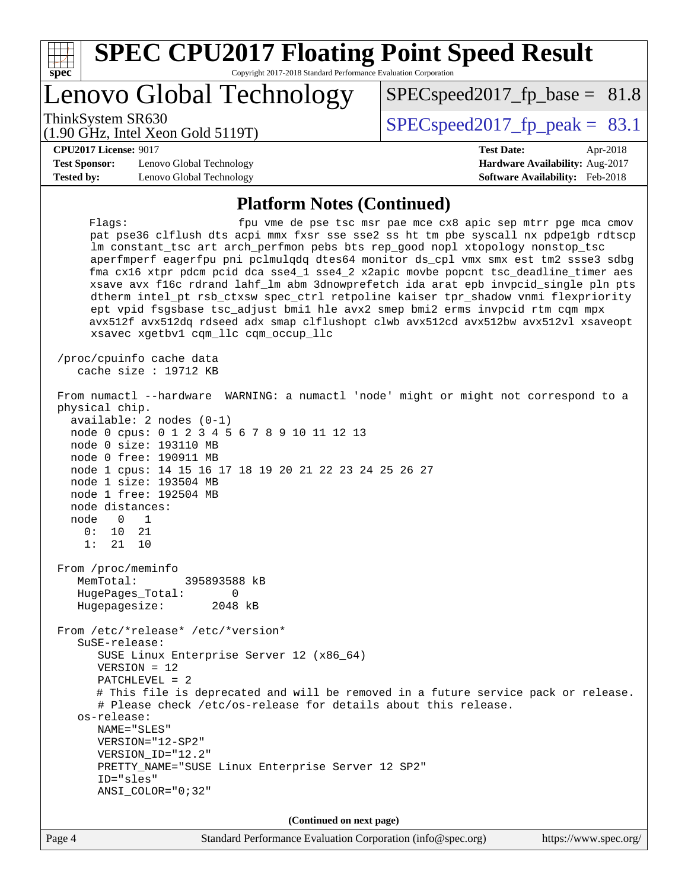# SPEC CPU2017 Floating Point Speed Result

Copyright 2017-2018 Standard Performance Evaluation Corporation

## Lenovo Global Technology

ThinkSystem SR630
(1.90 GHz, Intel Xeon Gold 5119T)

SPECspeed2017_fp_base = 81.8

SPECspeed2017_fp_peak = 83.1

**CPU2017 License:** 9017
**Test Sponsor:** Lenovo Global Technology
**Tested by:** Lenovo Global Technology

**Test Date:** Apr-2018
**Hardware Availability:** Aug-2017
**Software Availability:** Feb-2018

### Platform Notes (Continued)

```
      Flags:                fpu vme de pse tsc msr pae mce cx8 apic sep mtrr pge mca cmov
      pat pse36 clflush dts acpi mmx fxsr sse sse2 ss ht tm pbe syscall nx pdpe1gb rdtscp
      lm constant_tsc art arch_perfmon pebs bts rep_good nopl xtopology nonstop_tsc
      aperfmperf eagerfpu pni pclmulqdq dtes64 monitor ds_cpl vmx smx est tm2 ssse3 sdbg
      fma cx16 xtpr pdcm pcid dca sse4_1 sse4_2 x2apic movbe popcnt tsc_deadline_timer aes
      xsave avx f16c rdrand lahf_lm abm 3dnowprefetch ida arat epb invpcid_single pln pts
      dtherm intel_pt rsb_ctxsw spec_ctrl retpoline kaiser tpr_shadow vnmi flexpriority
      ept vpid fsgsbase tsc_adjust bmi1 hle avx2 smep bmi2 erms invpcid rtm cqm mpx
      avx512f avx512dq rdseed adx smap clflushopt clwb avx512cd avx512bw avx512vl xsaveopt
      xsavec xgetbv1 cqm_llc cqm_occup_llc

 /proc/cpuinfo cache data
    cache size : 19712 KB

 From numactl --hardware  WARNING: a numactl 'node' might or might not correspond to a
 physical chip.
   available: 2 nodes (0-1)
   node 0 cpus: 0 1 2 3 4 5 6 7 8 9 10 11 12 13
   node 0 size: 193110 MB
   node 0 free: 190911 MB
   node 1 cpus: 14 15 16 17 18 19 20 21 22 23 24 25 26 27
   node 1 size: 193504 MB
   node 1 free: 192504 MB
   node distances:
   node   0   1
     0:  10  21
     1:  21  10

 From /proc/meminfo
    MemTotal:       395893588 kB
    HugePages_Total:       0
    Hugepagesize:       2048 kB

 From /etc/*release* /etc/*version*
    SuSE-release:
       SUSE Linux Enterprise Server 12 (x86_64)
       VERSION = 12
       PATCHLEVEL = 2
       # This file is deprecated and will be removed in a future service pack or release.
       # Please check /etc/os-release for details about this release.
    os-release:
       NAME="SLES"
       VERSION="12-SP2"
       VERSION_ID="12.2"
       PRETTY_NAME="SUSE Linux Enterprise Server 12 SP2"
       ID="sles"
       ANSI_COLOR="0;32"
```

**(Continued on next page)**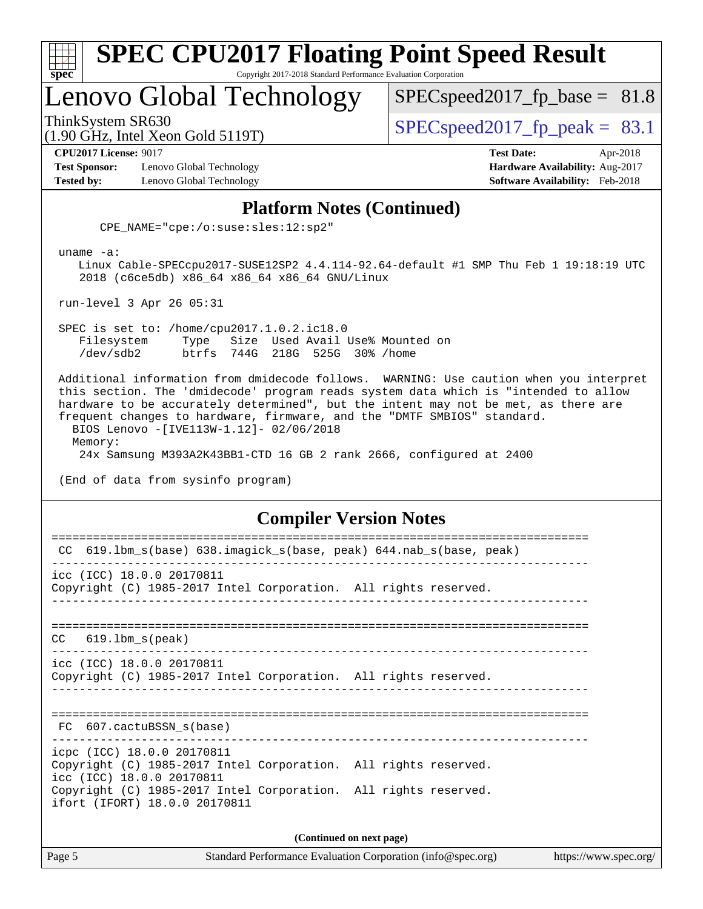## Platform Notes (Continued)

```
      CPE_NAME="cpe:/o:suse:sles:12:sp2"

 uname -a:
    Linux Cable-SPECcpu2017-SUSE12SP2 4.4.114-92.64-default #1 SMP Thu Feb 1 19:18:19 UTC
    2018 (c6ce5db) x86_64 x86_64 x86_64 GNU/Linux

 run-level 3 Apr 26 05:31

 SPEC is set to: /home/cpu2017.1.0.2.ic18.0
    Filesystem     Type   Size  Used Avail Use% Mounted on
    /dev/sdb2      btrfs  744G  218G  525G  30% /home

 Additional information from dmidecode follows.  WARNING: Use caution when you interpret
 this section. The 'dmidecode' program reads system data which is "intended to allow
 hardware to be accurately determined", but the intent may not be met, as there are
 frequent changes to hardware, firmware, and the "DMTF SMBIOS" standard.
   BIOS Lenovo -[IVE113W-1.12]- 02/06/2018
   Memory:
    24x Samsung M393A2K43BB1-CTD 16 GB 2 rank 2666, configured at 2400

 (End of data from sysinfo program)
```

## Compiler Version Notes

```
==============================================================================
 CC  619.lbm_s(base) 638.imagick_s(base, peak) 644.nab_s(base, peak)
------------------------------------------------------------------------------
icc (ICC) 18.0.0 20170811
Copyright (C) 1985-2017 Intel Corporation.  All rights reserved.
------------------------------------------------------------------------------

==============================================================================
 CC   619.lbm_s(peak)
------------------------------------------------------------------------------
icc (ICC) 18.0.0 20170811
Copyright (C) 1985-2017 Intel Corporation.  All rights reserved.
------------------------------------------------------------------------------

==============================================================================
 FC  607.cactuBSSN_s(base)
------------------------------------------------------------------------------
icpc (ICC) 18.0.0 20170811
Copyright (C) 1985-2017 Intel Corporation.  All rights reserved.
icc (ICC) 18.0.0 20170811
Copyright (C) 1985-2017 Intel Corporation.  All rights reserved.
ifort (IFORT) 18.0.0 20170811
```

(Continued on next page)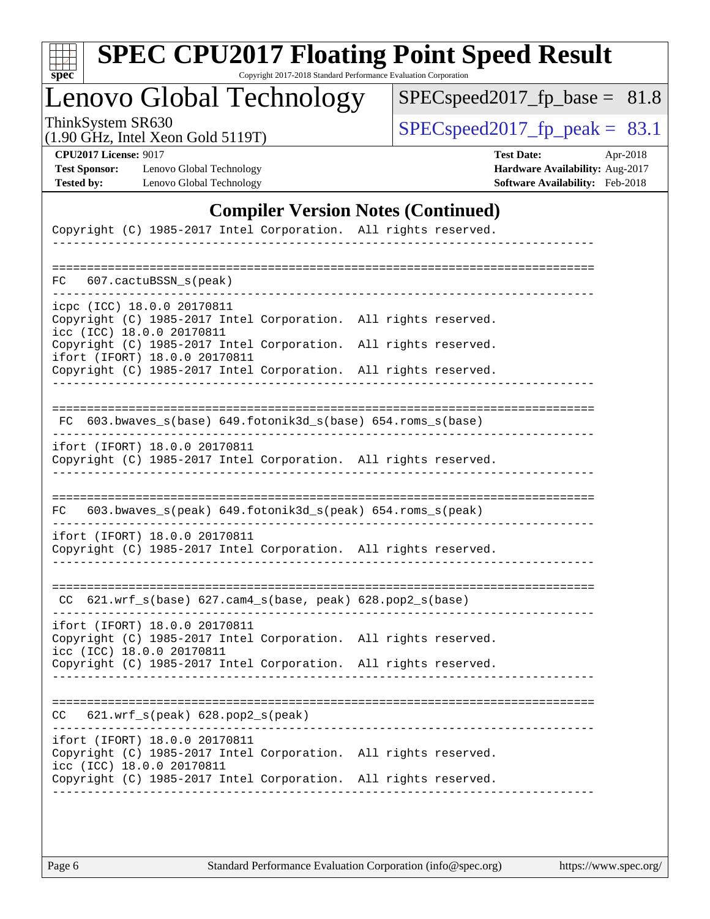## Compiler Version Notes (Continued)

```
Copyright (C) 1985-2017 Intel Corporation.  All rights reserved.
------------------------------------------------------------------------------

==============================================================================
FC   607.cactuBSSN_s(peak)
------------------------------------------------------------------------------
icpc (ICC) 18.0.0 20170811
Copyright (C) 1985-2017 Intel Corporation.  All rights reserved.
icc (ICC) 18.0.0 20170811
Copyright (C) 1985-2017 Intel Corporation.  All rights reserved.
ifort (IFORT) 18.0.0 20170811
Copyright (C) 1985-2017 Intel Corporation.  All rights reserved.
------------------------------------------------------------------------------

==============================================================================
 FC  603.bwaves_s(base) 649.fotonik3d_s(base) 654.roms_s(base)
------------------------------------------------------------------------------
ifort (IFORT) 18.0.0 20170811
Copyright (C) 1985-2017 Intel Corporation.  All rights reserved.
------------------------------------------------------------------------------

==============================================================================
FC   603.bwaves_s(peak) 649.fotonik3d_s(peak) 654.roms_s(peak)
------------------------------------------------------------------------------
ifort (IFORT) 18.0.0 20170811
Copyright (C) 1985-2017 Intel Corporation.  All rights reserved.
------------------------------------------------------------------------------

==============================================================================
 CC  621.wrf_s(base) 627.cam4_s(base, peak) 628.pop2_s(base)
------------------------------------------------------------------------------
ifort (IFORT) 18.0.0 20170811
Copyright (C) 1985-2017 Intel Corporation.  All rights reserved.
icc (ICC) 18.0.0 20170811
Copyright (C) 1985-2017 Intel Corporation.  All rights reserved.
------------------------------------------------------------------------------

==============================================================================
CC   621.wrf_s(peak) 628.pop2_s(peak)
------------------------------------------------------------------------------
ifort (IFORT) 18.0.0 20170811
Copyright (C) 1985-2017 Intel Corporation.  All rights reserved.
icc (ICC) 18.0.0 20170811
Copyright (C) 1985-2017 Intel Corporation.  All rights reserved.
------------------------------------------------------------------------------
```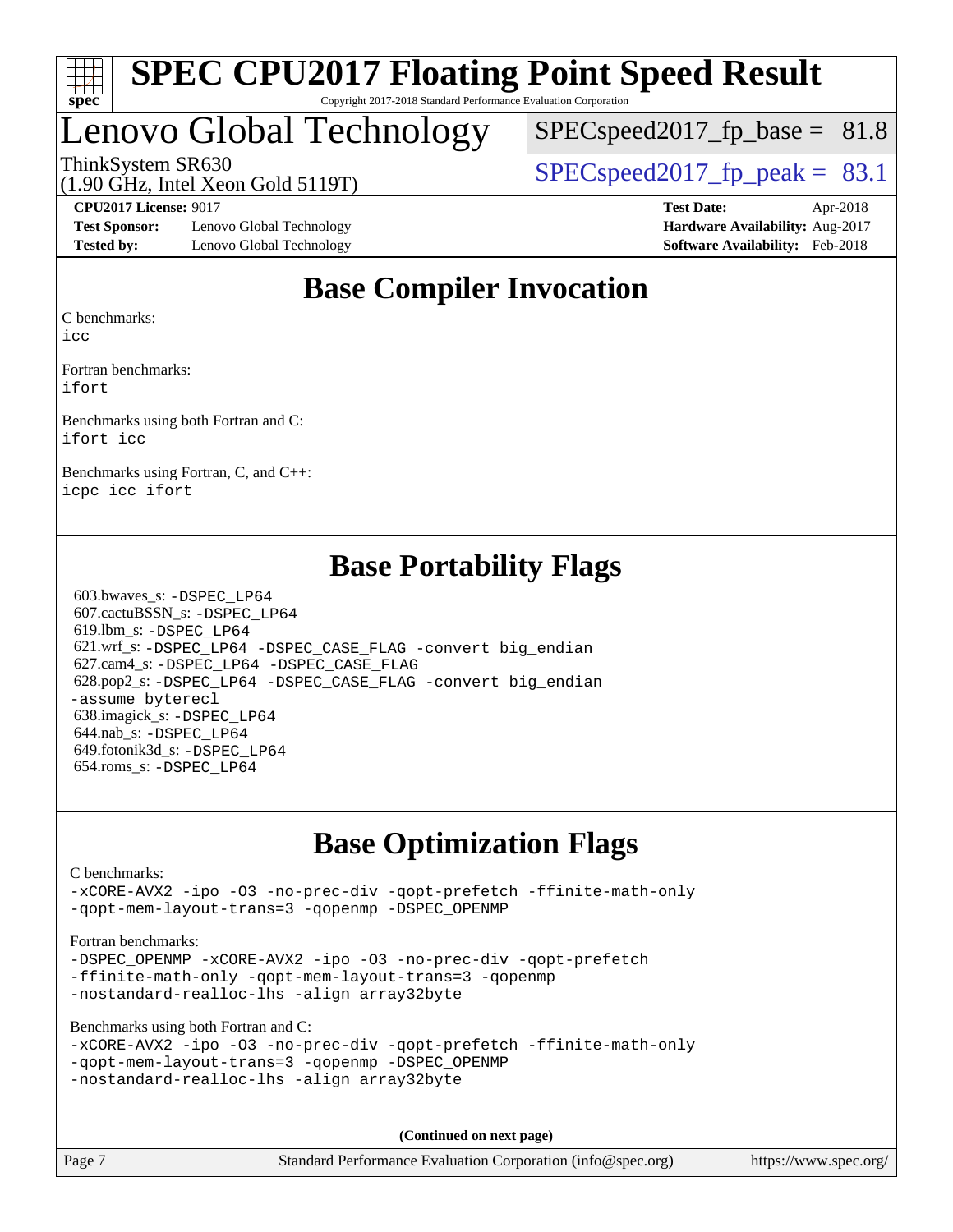# SPEC CPU2017 Floating Point Speed Result

Copyright 2017-2018 Standard Performance Evaluation Corporation

## Lenovo Global Technology

ThinkSystem SR630
(1.90 GHz, Intel Xeon Gold 5119T)

SPECspeed2017_fp_base = 81.8

SPECspeed2017_fp_peak = 83.1

**CPU2017 License:** 9017
**Test Sponsor:** Lenovo Global Technology
**Tested by:** Lenovo Global Technology

**Test Date:** Apr-2018
**Hardware Availability:** Aug-2017
**Software Availability:** Feb-2018

## Base Compiler Invocation

C benchmarks:
`icc`

Fortran benchmarks:
`ifort`

Benchmarks using both Fortran and C:
`ifort icc`

Benchmarks using Fortran, C, and C++:
`icpc icc ifort`

## Base Portability Flags

603.bwaves_s: `-DSPEC_LP64`
607.cactuBSSN_s: `-DSPEC_LP64`
619.lbm_s: `-DSPEC_LP64`
621.wrf_s: `-DSPEC_LP64 -DSPEC_CASE_FLAG -convert big_endian`
627.cam4_s: `-DSPEC_LP64 -DSPEC_CASE_FLAG`
628.pop2_s: `-DSPEC_LP64 -DSPEC_CASE_FLAG -convert big_endian -assume byterecl`
638.imagick_s: `-DSPEC_LP64`
644.nab_s: `-DSPEC_LP64`
649.fotonik3d_s: `-DSPEC_LP64`
654.roms_s: `-DSPEC_LP64`

## Base Optimization Flags

C benchmarks:
`-xCORE-AVX2 -ipo -O3 -no-prec-div -qopt-prefetch -ffinite-math-only -qopt-mem-layout-trans=3 -qopenmp -DSPEC_OPENMP`

Fortran benchmarks:
`-DSPEC_OPENMP -xCORE-AVX2 -ipo -O3 -no-prec-div -qopt-prefetch -ffinite-math-only -qopt-mem-layout-trans=3 -qopenmp -nostandard-realloc-lhs -align array32byte`

Benchmarks using both Fortran and C:
`-xCORE-AVX2 -ipo -O3 -no-prec-div -qopt-prefetch -ffinite-math-only -qopt-mem-layout-trans=3 -qopenmp -DSPEC_OPENMP -nostandard-realloc-lhs -align array32byte`

**(Continued on next page)**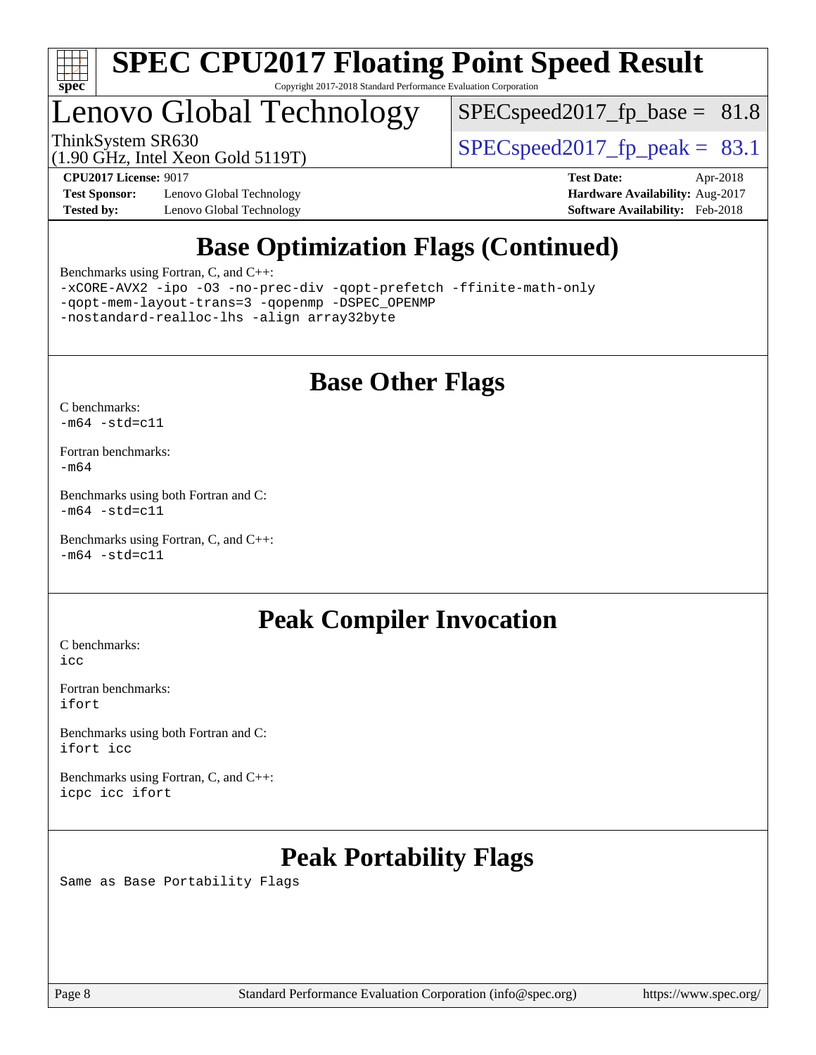## Base Optimization Flags (Continued)

Benchmarks using Fortran, C, and C++:

```
-xCORE-AVX2 -ipo -O3 -no-prec-div -qopt-prefetch -ffinite-math-only
-qopt-mem-layout-trans=3 -qopenmp -DSPEC_OPENMP
-nostandard-realloc-lhs -align array32byte
```

## Base Other Flags

C benchmarks:
`-m64 -std=c11`

Fortran benchmarks:
`-m64`

Benchmarks using both Fortran and C:
`-m64 -std=c11`

Benchmarks using Fortran, C, and C++:
`-m64 -std=c11`

## Peak Compiler Invocation

C benchmarks:
`icc`

Fortran benchmarks:
`ifort`

Benchmarks using both Fortran and C:
`ifort icc`

Benchmarks using Fortran, C, and C++:
`icpc icc ifort`

## Peak Portability Flags

Same as Base Portability Flags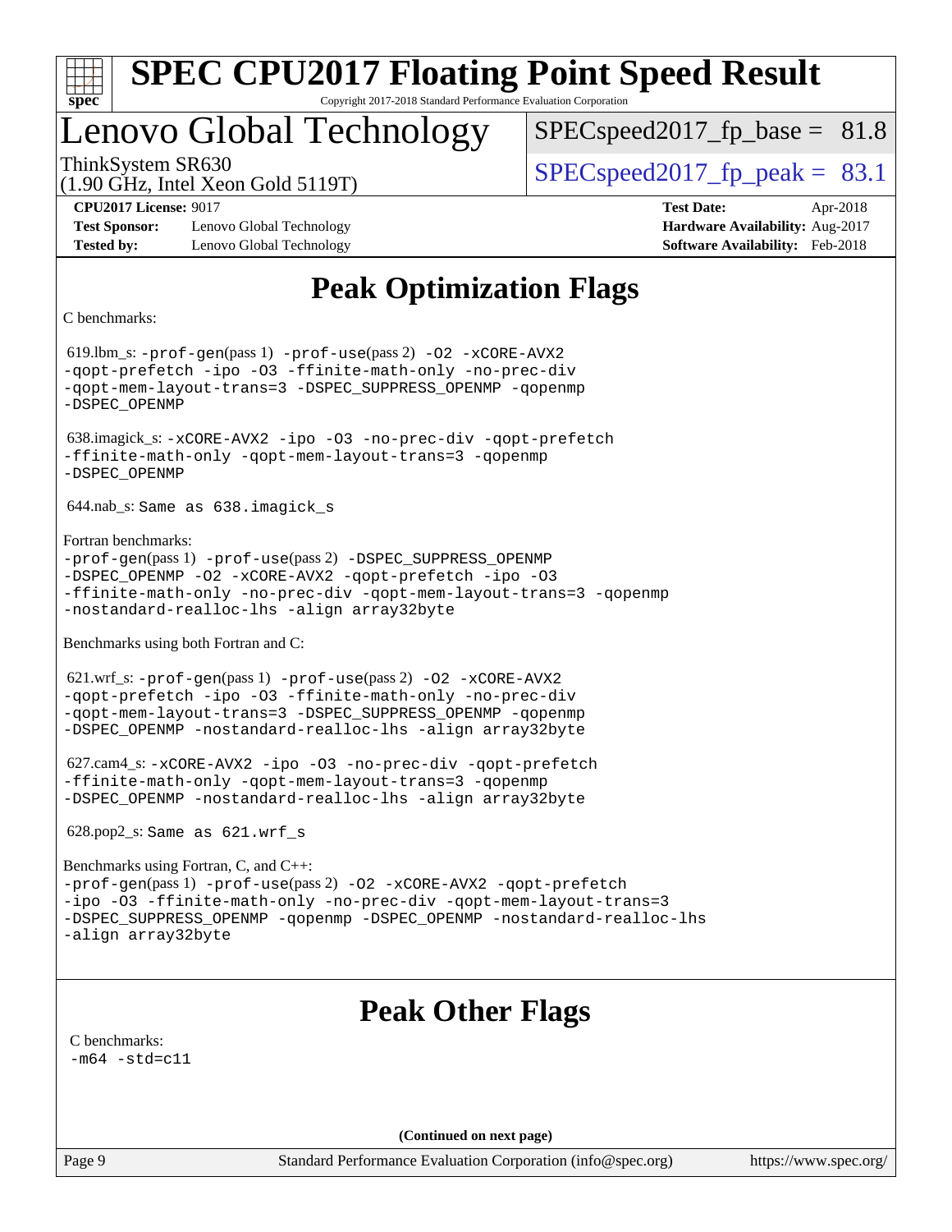# Peak Optimization Flags

C benchmarks:

619.lbm_s: -prof-gen(pass 1) -prof-use(pass 2) -O2 -xCORE-AVX2 -qopt-prefetch -ipo -O3 -ffinite-math-only -no-prec-div -qopt-mem-layout-trans=3 -DSPEC_SUPPRESS_OPENMP -qopenmp -DSPEC_OPENMP

638.imagick_s: -xCORE-AVX2 -ipo -O3 -no-prec-div -qopt-prefetch -ffinite-math-only -qopt-mem-layout-trans=3 -qopenmp -DSPEC_OPENMP

644.nab_s: Same as 638.imagick_s

Fortran benchmarks:

-prof-gen(pass 1) -prof-use(pass 2) -DSPEC_SUPPRESS_OPENMP -DSPEC_OPENMP -O2 -xCORE-AVX2 -qopt-prefetch -ipo -O3 -ffinite-math-only -no-prec-div -qopt-mem-layout-trans=3 -qopenmp -nostandard-realloc-lhs -align array32byte

Benchmarks using both Fortran and C:

621.wrf_s: -prof-gen(pass 1) -prof-use(pass 2) -O2 -xCORE-AVX2 -qopt-prefetch -ipo -O3 -ffinite-math-only -no-prec-div -qopt-mem-layout-trans=3 -DSPEC_SUPPRESS_OPENMP -qopenmp -DSPEC_OPENMP -nostandard-realloc-lhs -align array32byte

627.cam4_s: -xCORE-AVX2 -ipo -O3 -no-prec-div -qopt-prefetch -ffinite-math-only -qopt-mem-layout-trans=3 -qopenmp -DSPEC_OPENMP -nostandard-realloc-lhs -align array32byte

628.pop2_s: Same as 621.wrf_s

Benchmarks using Fortran, C, and C++:

-prof-gen(pass 1) -prof-use(pass 2) -O2 -xCORE-AVX2 -qopt-prefetch -ipo -O3 -ffinite-math-only -no-prec-div -qopt-mem-layout-trans=3 -DSPEC_SUPPRESS_OPENMP -qopenmp -DSPEC_OPENMP -nostandard-realloc-lhs -align array32byte

# Peak Other Flags

C benchmarks:

-m64 -std=c11

**(Continued on next page)**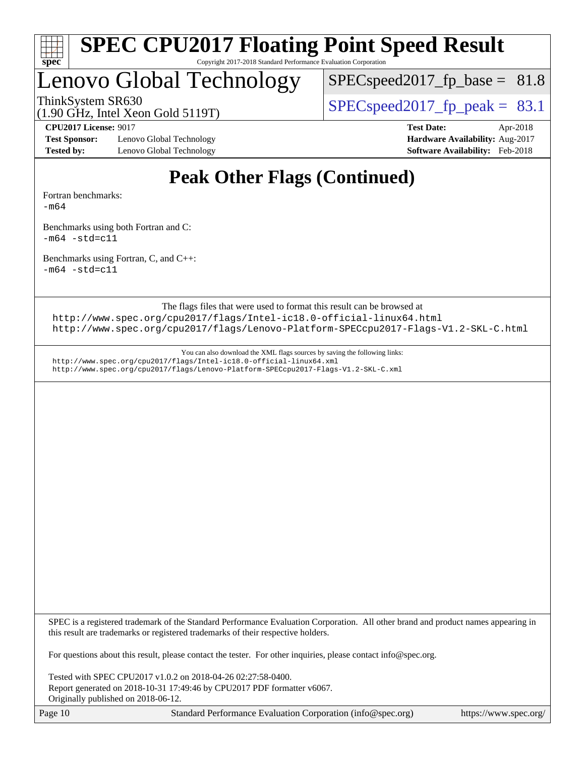# Peak Other Flags (Continued)

Fortran benchmarks:
-m64

Benchmarks using both Fortran and C:
-m64 -std=c11

Benchmarks using Fortran, C, and C++:
-m64 -std=c11

The flags files that were used to format this result can be browsed at
http://www.spec.org/cpu2017/flags/Intel-ic18.0-official-linux64.html
http://www.spec.org/cpu2017/flags/Lenovo-Platform-SPECcpu2017-Flags-V1.2-SKL-C.html

You can also download the XML flags sources by saving the following links:
http://www.spec.org/cpu2017/flags/Intel-ic18.0-official-linux64.xml
http://www.spec.org/cpu2017/flags/Lenovo-Platform-SPECcpu2017-Flags-V1.2-SKL-C.xml

SPEC is a registered trademark of the Standard Performance Evaluation Corporation. All other brand and product names appearing in this result are trademarks or registered trademarks of their respective holders.

For questions about this result, please contact the tester. For other inquiries, please contact info@spec.org.

Tested with SPEC CPU2017 v1.0.2 on 2018-04-26 02:27:58-0400.
Report generated on 2018-10-31 17:49:46 by CPU2017 PDF formatter v6067.
Originally published on 2018-06-12.